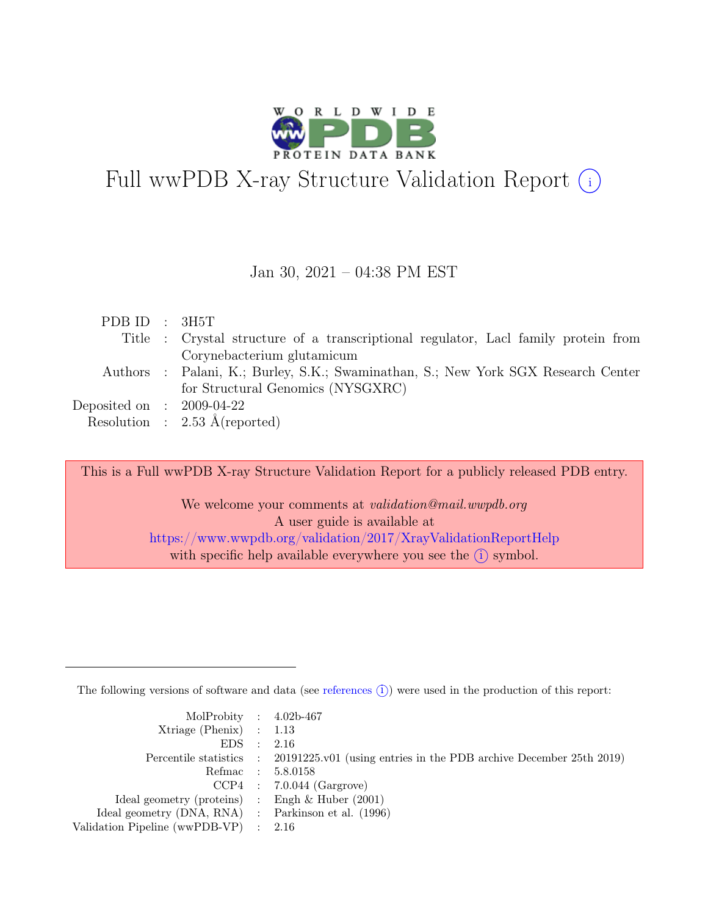# Full wwPDB X-ray Structure Validation Report (i)

Jan 30, 2021 – 04:38 PM EST

| | | |
|---|---|---|
| PDB ID | : | 3H5T |
| Title | : | Crystal structure of a transcriptional regulator, Lacl family protein from Corynebacterium glutamicum |
| Authors | : | Palani, K.; Burley, S.K.; Swaminathan, S.; New York SGX Research Center for Structural Genomics (NYSGXRC) |
| Deposited on | : | 2009-04-22 |
| Resolution | : | 2.53 Å(reported) |

This is a Full wwPDB X-ray Structure Validation Report for a publicly released PDB entry.

We welcome your comments at *validation@mail.wwpdb.org*
A user guide is available at
https://www.wwpdb.org/validation/2017/XrayValidationReportHelp
with specific help available everywhere you see the (i) symbol.

---

The following versions of software and data (see references (i)) were used in the production of this report:

| | | |
|---|---|---|
| MolProbity | : | 4.02b-467 |
| Xtriage (Phenix) | : | 1.13 |
| EDS | : | 2.16 |
| Percentile statistics | : | 20191225.v01 (using entries in the PDB archive December 25th 2019) |
| Refmac | : | 5.8.0158 |
| CCP4 | : | 7.0.044 (Gargrove) |
| Ideal geometry (proteins) | : | Engh & Huber (2001) |
| Ideal geometry (DNA, RNA) | : | Parkinson et al. (1996) |
| Validation Pipeline (wwPDB-VP) | : | 2.16 |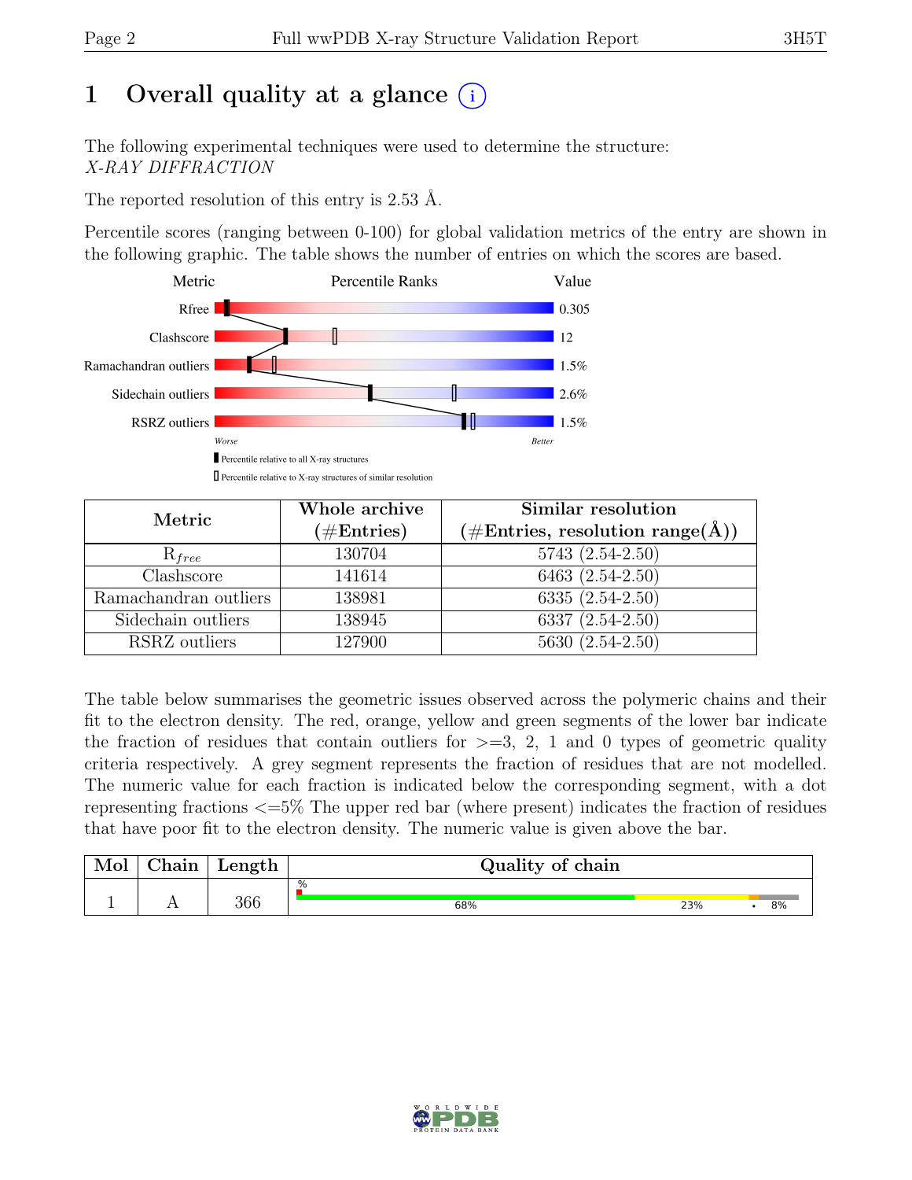# 1 Overall quality at a glance

The following experimental techniques were used to determine the structure:
*X-RAY DIFFRACTION*

The reported resolution of this entry is 2.53 Å.

Percentile scores (ranging between 0-100) for global validation metrics of the entry are shown in the following graphic. The table shows the number of entries on which the scores are based.

| Metric | Value |
|---|---|
| Rfree | 0.305 |
| Clashscore | 12 |
| Ramachandran outliers | 1.5% |
| Sidechain outliers | 2.6% |
| RSRZ outliers | 1.5% |

Worse — Better

Percentile relative to all X-ray structures

Percentile relative to X-ray structures of similar resolution

| Metric | Whole archive (#Entries) | Similar resolution (#Entries, resolution range(Å)) |
|---|---|---|
| $R_{free}$ | 130704 | 5743 (2.54-2.50) |
| Clashscore | 141614 | 6463 (2.54-2.50) |
| Ramachandran outliers | 138981 | 6335 (2.54-2.50) |
| Sidechain outliers | 138945 | 6337 (2.54-2.50) |
| RSRZ outliers | 127900 | 5630 (2.54-2.50) |

The table below summarises the geometric issues observed across the polymeric chains and their fit to the electron density. The red, orange, yellow and green segments of the lower bar indicate the fraction of residues that contain outliers for >=3, 2, 1 and 0 types of geometric quality criteria respectively. A grey segment represents the fraction of residues that are not modelled. The numeric value for each fraction is indicated below the corresponding segment, with a dot representing fractions <=5% The upper red bar (where present) indicates the fraction of residues that have poor fit to the electron density. The numeric value is given above the bar.

| Mol | Chain | Length | Quality of chain |
|---|---|---|---|
| 1 | A | 366 | % ; 68% ; 23% ; • ; 8% |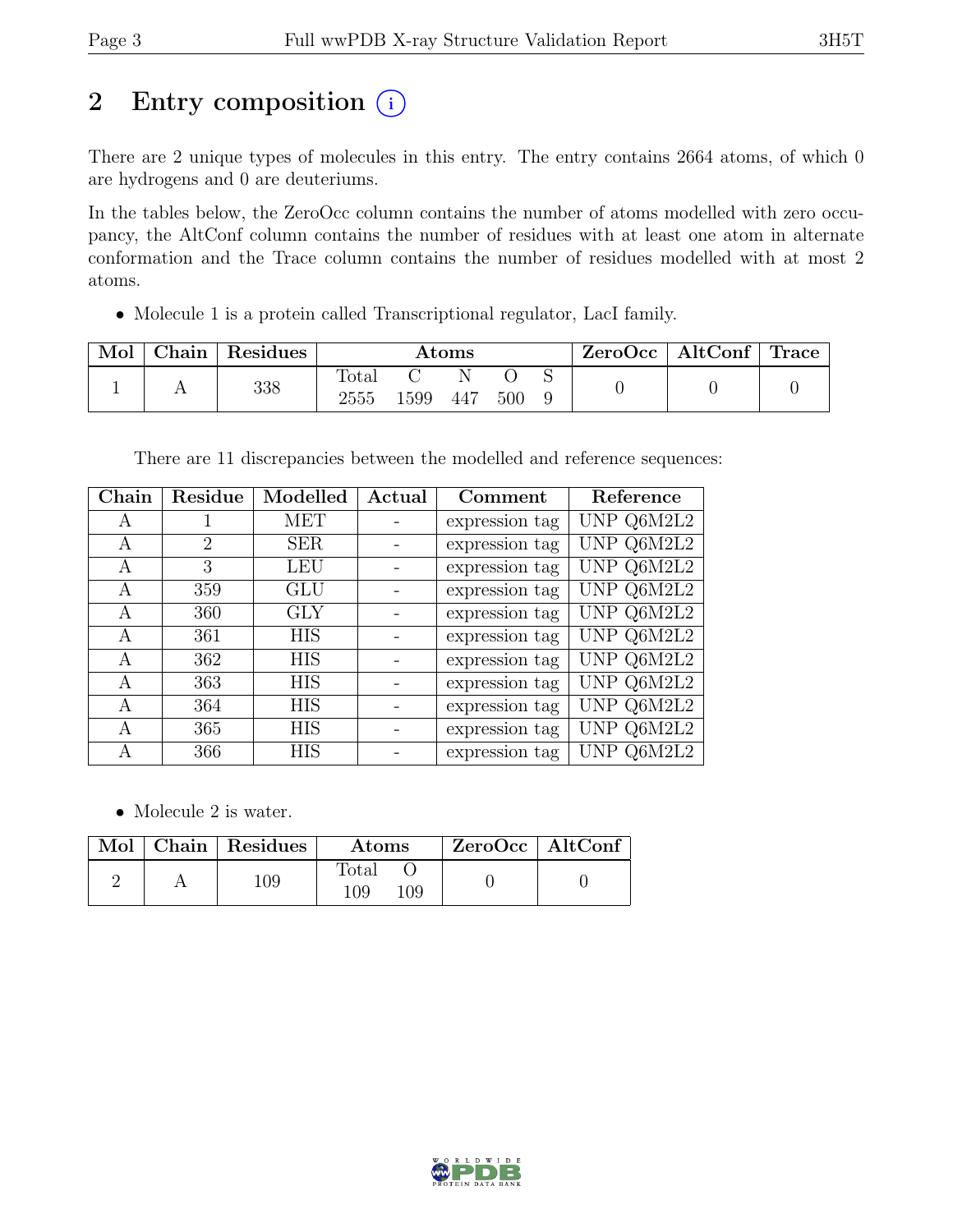# 2 Entry composition

There are 2 unique types of molecules in this entry. The entry contains 2664 atoms, of which 0 are hydrogens and 0 are deuteriums.

In the tables below, the ZeroOcc column contains the number of atoms modelled with zero occupancy, the AltConf column contains the number of residues with at least one atom in alternate conformation and the Trace column contains the number of residues modelled with at most 2 atoms.

- Molecule 1 is a protein called Transcriptional regulator, LacI family.

| Mol | Chain | Residues | Atoms | | | | | ZeroOcc | AltConf | Trace |
|---|---|---|---|---|---|---|---|---|---|---|
| | | | Total | C | N | O | S | | | |
| 1 | A | 338 | 2555 | 1599 | 447 | 500 | 9 | 0 | 0 | 0 |

There are 11 discrepancies between the modelled and reference sequences:

| Chain | Residue | Modelled | Actual | Comment | Reference |
|---|---|---|---|---|---|
| A | 1 | MET | - | expression tag | UNP Q6M2L2 |
| A | 2 | SER | - | expression tag | UNP Q6M2L2 |
| A | 3 | LEU | - | expression tag | UNP Q6M2L2 |
| A | 359 | GLU | - | expression tag | UNP Q6M2L2 |
| A | 360 | GLY | - | expression tag | UNP Q6M2L2 |
| A | 361 | HIS | - | expression tag | UNP Q6M2L2 |
| A | 362 | HIS | - | expression tag | UNP Q6M2L2 |
| A | 363 | HIS | - | expression tag | UNP Q6M2L2 |
| A | 364 | HIS | - | expression tag | UNP Q6M2L2 |
| A | 365 | HIS | - | expression tag | UNP Q6M2L2 |
| A | 366 | HIS | - | expression tag | UNP Q6M2L2 |

- Molecule 2 is water.

| Mol | Chain | Residues | Atoms | | ZeroOcc | AltConf |
|---|---|---|---|---|---|---|
| | | | Total | O | | |
| 2 | A | 109 | 109 | 109 | 0 | 0 |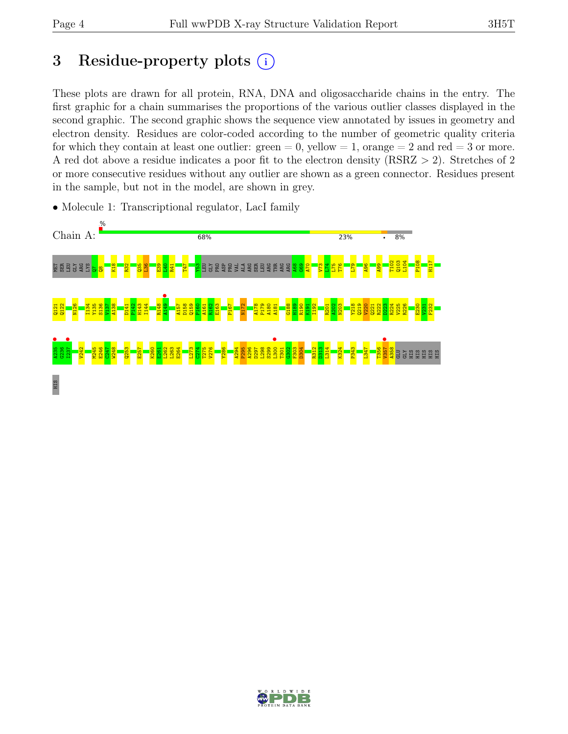# 3 Residue-property plots

These plots are drawn for all protein, RNA, DNA and oligosaccharide chains in the entry. The first graphic for a chain summarises the proportions of the various outlier classes displayed in the second graphic. The second graphic shows the sequence view annotated by issues in geometry and electron density. Residues are color-coded according to the number of geometric quality criteria for which they contain at least one outlier: green = 0, yellow = 1, orange = 2 and red = 3 or more. A red dot above a residue indicates a poor fit to the electron density (RSRZ > 2). Stretches of 2 or more consecutive residues without any outlier are shown as a green connector. Residues present in the sample, but not in the model, are shown in grey.

- Molecule 1: Transcriptional regulator, LacI family

Chain A: % 68% 23% • 8%

MET SER LEU GLY ARG LYS Q7 Q8 K18 R32 Q35 L36 E39 L40 R41 T47 Y53 LEU GLY PRO ASP PRO VAL ALA ARG SER LEU ARG THR ARG A68 G69 A70 V73 L74 L75 T76 L79 A96 A99 T102 Q103 L104 P108 H117

Q121 Q122 N126 I134 Y135 S136 V137 A138 D141 P142 H143 I144 R148 A149 A157 D158 Q159 P160 A161 R162 E163 P167 N172 A178 P179 A180 A181 G188 T189 R190 K191 I192 R201 A202 N203 Y218 Q219 V220 Q221 R222 D223 R224 V225 R226 E230 V231 F232

A235 G236 I237 V242 M245 E246 C247 W248 Q253 E257 K260 E261 L262 L263 E264 L273 C274 T275 V276 Y286 A294 P295 A296 D297 L298 S299 L300 T301 G302 F303 D304 R312 D313 L314 K324 P343 L347 T356 V357 A358 GLU GLY HIS HIS HIS HIS HIS

HIS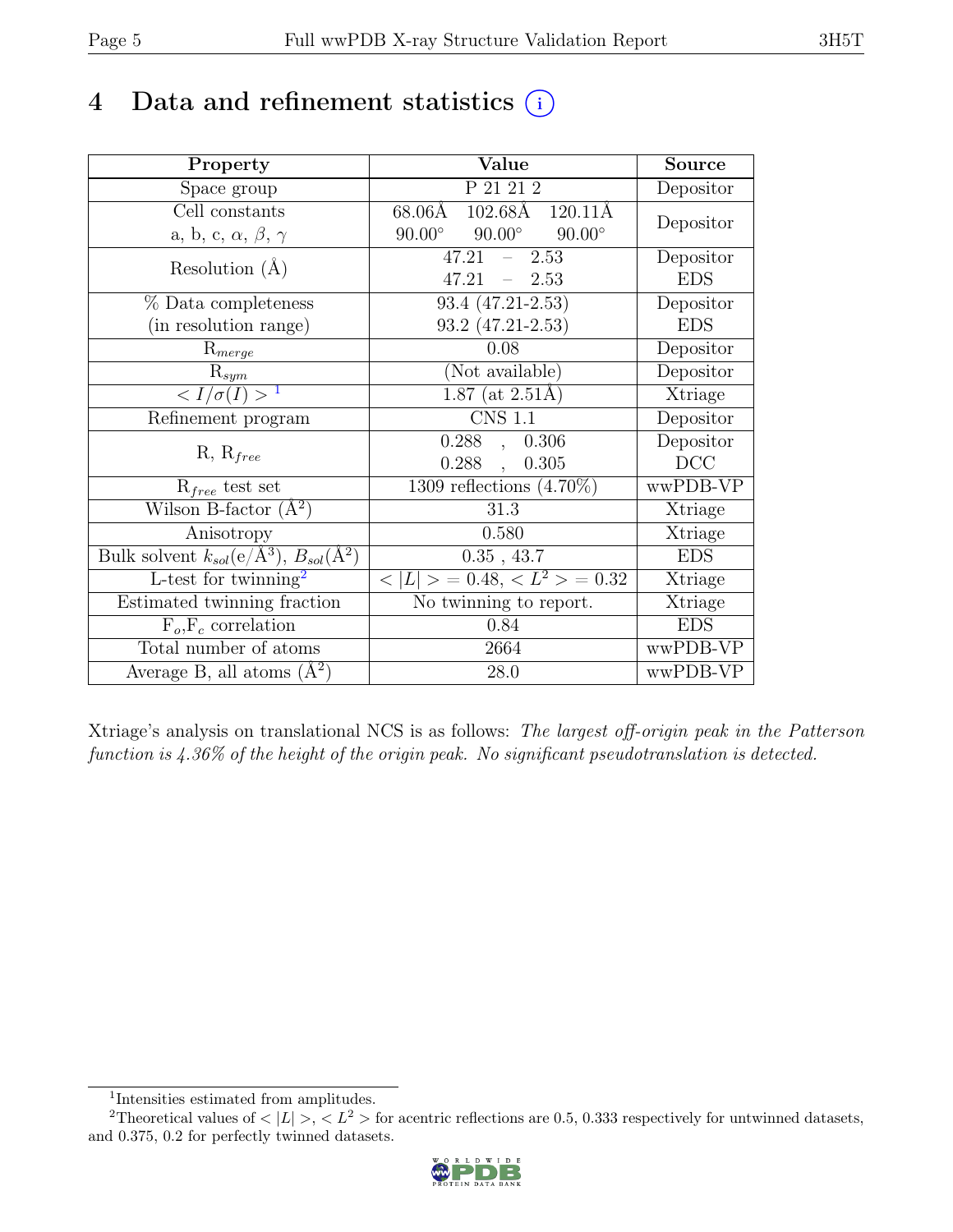# 4 Data and refinement statistics (i)

| Property | Value | Source |
|---|---|---|
| Space group | P 21 21 2 | Depositor |
| Cell constants<br>a, b, c, $\alpha$, $\beta$, $\gamma$ | 68.06Å 102.68Å 120.11Å<br>90.00° 90.00° 90.00° | Depositor |
| Resolution (Å) | 47.21 – 2.53<br>47.21 – 2.53 | Depositor<br>EDS |
| % Data completeness<br>(in resolution range) | 93.4 (47.21-2.53)<br>93.2 (47.21-2.53) | Depositor<br>EDS |
| $R_{merge}$ | 0.08 | Depositor |
| $R_{sym}$ | (Not available) | Depositor |
| $< I/\sigma(I) >$ [1] | 1.87 (at 2.51Å) | Xtriage |
| Refinement program | CNS 1.1 | Depositor |
| R, $R_{free}$ | 0.288 , 0.306<br>0.288 , 0.305 | Depositor<br>DCC |
| $R_{free}$ test set | 1309 reflections (4.70%) | wwPDB-VP |
| Wilson B-factor (Å$^2$) | 31.3 | Xtriage |
| Anisotropy | 0.580 | Xtriage |
| Bulk solvent $k_{sol}$(e/Å$^3$), $B_{sol}$(Å$^2$) | 0.35 , 43.7 | EDS |
| L-test for twinning[2] | $< \lvert L \rvert > = 0.48$, $< L^2 > = 0.32$ | Xtriage |
| Estimated twinning fraction | No twinning to report. | Xtriage |
| $F_o$,$F_c$ correlation | 0.84 | EDS |
| Total number of atoms | 2664 | wwPDB-VP |
| Average B, all atoms (Å$^2$) | 28.0 | wwPDB-VP |

Xtriage's analysis on translational NCS is as follows: *The largest off-origin peak in the Patterson function is 4.36% of the height of the origin peak. No significant pseudotranslation is detected.*

[1] Intensities estimated from amplitudes.

[2] Theoretical values of $< \lvert L \rvert >$, $< L^2 >$ for acentric reflections are 0.5, 0.333 respectively for untwinned datasets, and 0.375, 0.2 for perfectly twinned datasets.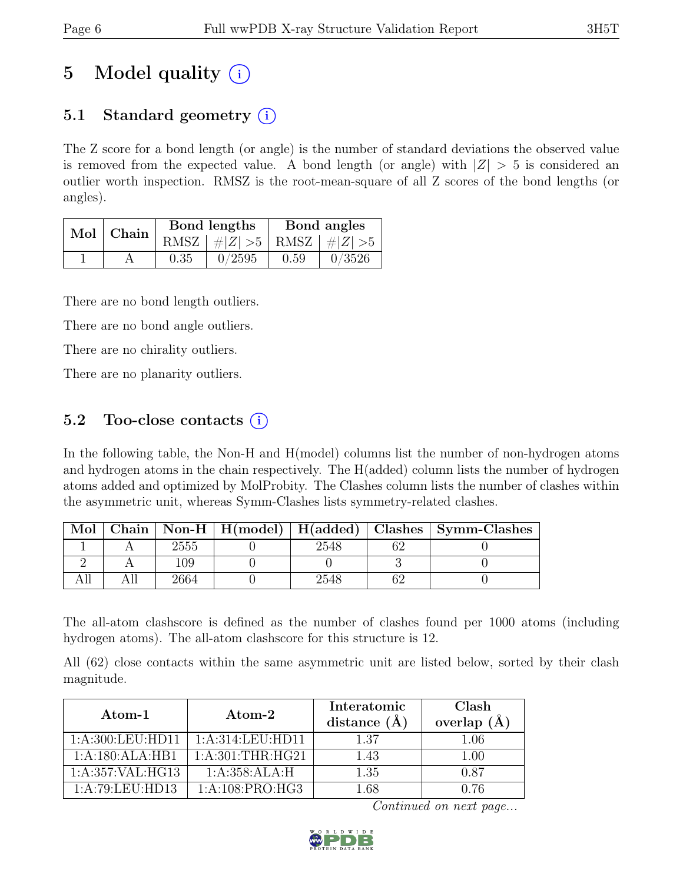# 5 Model quality (i)

## 5.1 Standard geometry (i)

The Z score for a bond length (or angle) is the number of standard deviations the observed value is removed from the expected value. A bond length (or angle) with $|Z| > 5$ is considered an outlier worth inspection. RMSZ is the root-mean-square of all Z scores of the bond lengths (or angles).

| Mol | Chain | Bond lengths | | Bond angles | |
|---|---|---|---|---|---|
| | | RMSZ | $\#|Z|>5$ | RMSZ | $\#|Z|>5$ |
| 1 | A | 0.35 | 0/2595 | 0.59 | 0/3526 |

There are no bond length outliers.

There are no bond angle outliers.

There are no chirality outliers.

There are no planarity outliers.

## 5.2 Too-close contacts (i)

In the following table, the Non-H and H(model) columns list the number of non-hydrogen atoms and hydrogen atoms in the chain respectively. The H(added) column lists the number of hydrogen atoms added and optimized by MolProbity. The Clashes column lists the number of clashes within the asymmetric unit, whereas Symm-Clashes lists symmetry-related clashes.

| Mol | Chain | Non-H | H(model) | H(added) | Clashes | Symm-Clashes |
|---|---|---|---|---|---|---|
| 1 | A | 2555 | 0 | 2548 | 62 | 0 |
| 2 | A | 109 | 0 | 0 | 3 | 0 |
| All | All | 2664 | 0 | 2548 | 62 | 0 |

The all-atom clashscore is defined as the number of clashes found per 1000 atoms (including hydrogen atoms). The all-atom clashscore for this structure is 12.

All (62) close contacts within the same asymmetric unit are listed below, sorted by their clash magnitude.

| Atom-1 | Atom-2 | Interatomic distance (Å) | Clash overlap (Å) |
|---|---|---|---|
| 1:A:300:LEU:HD11 | 1:A:314:LEU:HD11 | 1.37 | 1.06 |
| 1:A:180:ALA:HB1 | 1:A:301:THR:HG21 | 1.43 | 1.00 |
| 1:A:357:VAL:HG13 | 1:A:358:ALA:H | 1.35 | 0.87 |
| 1:A:79:LEU:HD13 | 1:A:108:PRO:HG3 | 1.68 | 0.76 |

*Continued on next page...*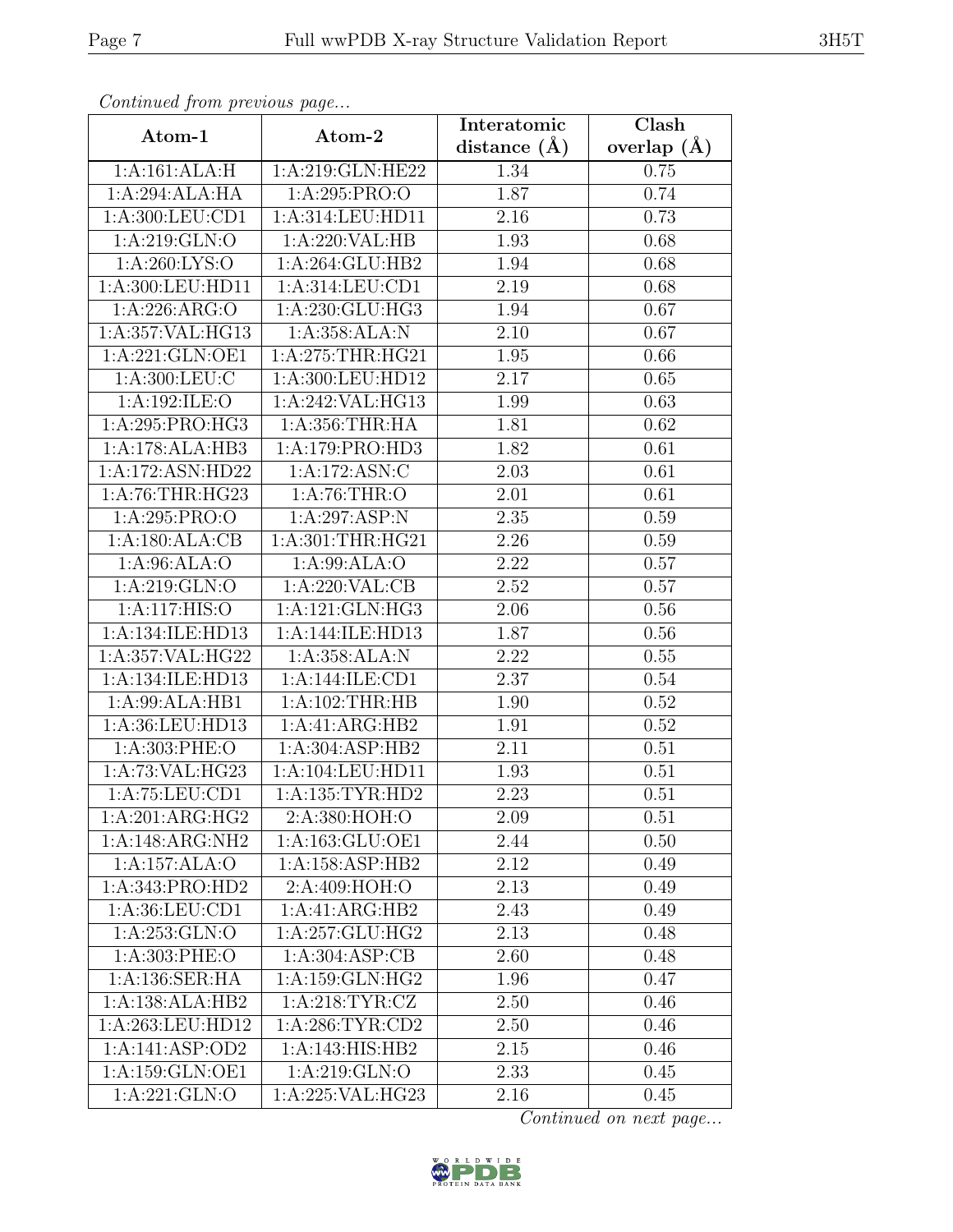*Continued from previous page...*

| Atom-1 | Atom-2 | Interatomic distance (Å) | Clash overlap (Å) |
|---|---|---|---|
| 1:A:161:ALA:H | 1:A:219:GLN:HE22 | 1.34 | 0.75 |
| 1:A:294:ALA:HA | 1:A:295:PRO:O | 1.87 | 0.74 |
| 1:A:300:LEU:CD1 | 1:A:314:LEU:HD11 | 2.16 | 0.73 |
| 1:A:219:GLN:O | 1:A:220:VAL:HB | 1.93 | 0.68 |
| 1:A:260:LYS:O | 1:A:264:GLU:HB2 | 1.94 | 0.68 |
| 1:A:300:LEU:HD11 | 1:A:314:LEU:CD1 | 2.19 | 0.68 |
| 1:A:226:ARG:O | 1:A:230:GLU:HG3 | 1.94 | 0.67 |
| 1:A:357:VAL:HG13 | 1:A:358:ALA:N | 2.10 | 0.67 |
| 1:A:221:GLN:OE1 | 1:A:275:THR:HG21 | 1.95 | 0.66 |
| 1:A:300:LEU:C | 1:A:300:LEU:HD12 | 2.17 | 0.65 |
| 1:A:192:ILE:O | 1:A:242:VAL:HG13 | 1.99 | 0.63 |
| 1:A:295:PRO:HG3 | 1:A:356:THR:HA | 1.81 | 0.62 |
| 1:A:178:ALA:HB3 | 1:A:179:PRO:HD3 | 1.82 | 0.61 |
| 1:A:172:ASN:HD22 | 1:A:172:ASN:C | 2.03 | 0.61 |
| 1:A:76:THR:HG23 | 1:A:76:THR:O | 2.01 | 0.61 |
| 1:A:295:PRO:O | 1:A:297:ASP:N | 2.35 | 0.59 |
| 1:A:180:ALA:CB | 1:A:301:THR:HG21 | 2.26 | 0.59 |
| 1:A:96:ALA:O | 1:A:99:ALA:O | 2.22 | 0.57 |
| 1:A:219:GLN:O | 1:A:220:VAL:CB | 2.52 | 0.57 |
| 1:A:117:HIS:O | 1:A:121:GLN:HG3 | 2.06 | 0.56 |
| 1:A:134:ILE:HD13 | 1:A:144:ILE:HD13 | 1.87 | 0.56 |
| 1:A:357:VAL:HG22 | 1:A:358:ALA:N | 2.22 | 0.55 |
| 1:A:134:ILE:HD13 | 1:A:144:ILE:CD1 | 2.37 | 0.54 |
| 1:A:99:ALA:HB1 | 1:A:102:THR:HB | 1.90 | 0.52 |
| 1:A:36:LEU:HD13 | 1:A:41:ARG:HB2 | 1.91 | 0.52 |
| 1:A:303:PHE:O | 1:A:304:ASP:HB2 | 2.11 | 0.51 |
| 1:A:73:VAL:HG23 | 1:A:104:LEU:HD11 | 1.93 | 0.51 |
| 1:A:75:LEU:CD1 | 1:A:135:TYR:HD2 | 2.23 | 0.51 |
| 1:A:201:ARG:HG2 | 2:A:380:HOH:O | 2.09 | 0.51 |
| 1:A:148:ARG:NH2 | 1:A:163:GLU:OE1 | 2.44 | 0.50 |
| 1:A:157:ALA:O | 1:A:158:ASP:HB2 | 2.12 | 0.49 |
| 1:A:343:PRO:HD2 | 2:A:409:HOH:O | 2.13 | 0.49 |
| 1:A:36:LEU:CD1 | 1:A:41:ARG:HB2 | 2.43 | 0.49 |
| 1:A:253:GLN:O | 1:A:257:GLU:HG2 | 2.13 | 0.48 |
| 1:A:303:PHE:O | 1:A:304:ASP:CB | 2.60 | 0.48 |
| 1:A:136:SER:HA | 1:A:159:GLN:HG2 | 1.96 | 0.47 |
| 1:A:138:ALA:HB2 | 1:A:218:TYR:CZ | 2.50 | 0.46 |
| 1:A:263:LEU:HD12 | 1:A:286:TYR:CD2 | 2.50 | 0.46 |
| 1:A:141:ASP:OD2 | 1:A:143:HIS:HB2 | 2.15 | 0.46 |
| 1:A:159:GLN:OE1 | 1:A:219:GLN:O | 2.33 | 0.45 |
| 1:A:221:GLN:O | 1:A:225:VAL:HG23 | 2.16 | 0.45 |

*Continued on next page...*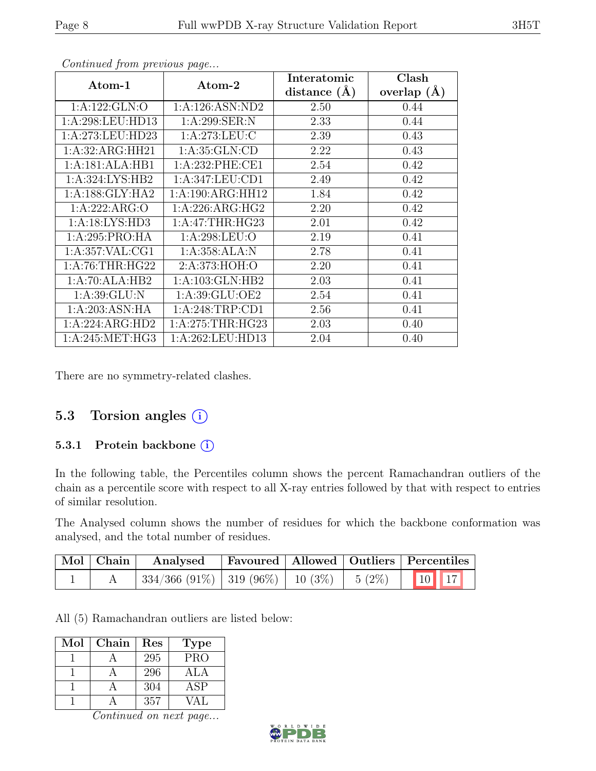*Continued from previous page...*

| Atom-1 | Atom-2 | Interatomic distance (Å) | Clash overlap (Å) |
|---|---|---|---|
| 1:A:122:GLN:O | 1:A:126:ASN:ND2 | 2.50 | 0.44 |
| 1:A:298:LEU:HD13 | 1:A:299:SER:N | 2.33 | 0.44 |
| 1:A:273:LEU:HD23 | 1:A:273:LEU:C | 2.39 | 0.43 |
| 1:A:32:ARG:HH21 | 1:A:35:GLN:CD | 2.22 | 0.43 |
| 1:A:181:ALA:HB1 | 1:A:232:PHE:CE1 | 2.54 | 0.42 |
| 1:A:324:LYS:HB2 | 1:A:347:LEU:CD1 | 2.49 | 0.42 |
| 1:A:188:GLY:HA2 | 1:A:190:ARG:HH12 | 1.84 | 0.42 |
| 1:A:222:ARG:O | 1:A:226:ARG:HG2 | 2.20 | 0.42 |
| 1:A:18:LYS:HD3 | 1:A:47:THR:HG23 | 2.01 | 0.42 |
| 1:A:295:PRO:HA | 1:A:298:LEU:O | 2.19 | 0.41 |
| 1:A:357:VAL:CG1 | 1:A:358:ALA:N | 2.78 | 0.41 |
| 1:A:76:THR:HG22 | 2:A:373:HOH:O | 2.20 | 0.41 |
| 1:A:70:ALA:HB2 | 1:A:103:GLN:HB2 | 2.03 | 0.41 |
| 1:A:39:GLU:N | 1:A:39:GLU:OE2 | 2.54 | 0.41 |
| 1:A:203:ASN:HA | 1:A:248:TRP:CD1 | 2.56 | 0.41 |
| 1:A:224:ARG:HD2 | 1:A:275:THR:HG23 | 2.03 | 0.40 |
| 1:A:245:MET:HG3 | 1:A:262:LEU:HD13 | 2.04 | 0.40 |

There are no symmetry-related clashes.

## 5.3 Torsion angles

### 5.3.1 Protein backbone

In the following table, the Percentiles column shows the percent Ramachandran outliers of the chain as a percentile score with respect to all X-ray entries followed by that with respect to entries of similar resolution.

The Analysed column shows the number of residues for which the backbone conformation was analysed, and the total number of residues.

| Mol | Chain | Analysed | Favoured | Allowed | Outliers | Percentiles |
|---|---|---|---|---|---|---|
| 1 | A | 334/366 (91%) | 319 (96%) | 10 (3%) | 5 (2%) | 10 17 |

All (5) Ramachandran outliers are listed below:

| Mol | Chain | Res | Type |
|---|---|---|---|
| 1 | A | 295 | PRO |
| 1 | A | 296 | ALA |
| 1 | A | 304 | ASP |
| 1 | A | 357 | VAL |

*Continued on next page...*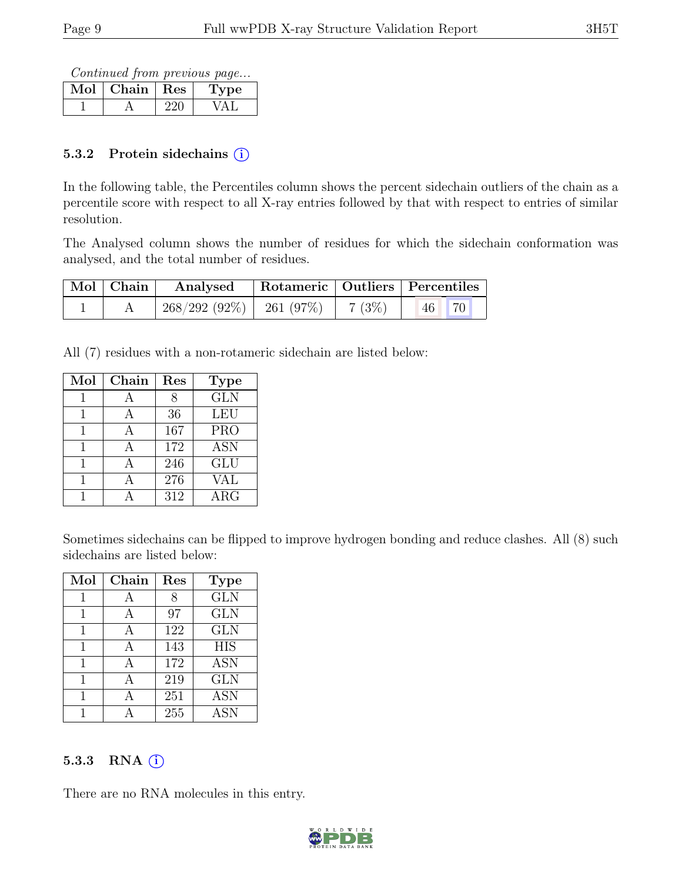*Continued from previous page...*

| Mol | Chain | Res | Type |
|---|---|---|---|
| 1 | A | 220 | VAL |

### 5.3.2 Protein sidechains (i)

In the following table, the Percentiles column shows the percent sidechain outliers of the chain as a percentile score with respect to all X-ray entries followed by that with respect to entries of similar resolution.

The Analysed column shows the number of residues for which the sidechain conformation was analysed, and the total number of residues.

| Mol | Chain | Analysed | Rotameric | Outliers | Percentiles | |
|---|---|---|---|---|---|---|
| 1 | A | 268/292 (92%) | 261 (97%) | 7 (3%) | 46 | 70 |

All (7) residues with a non-rotameric sidechain are listed below:

| Mol | Chain | Res | Type |
|---|---|---|---|
| 1 | A | 8 | GLN |
| 1 | A | 36 | LEU |
| 1 | A | 167 | PRO |
| 1 | A | 172 | ASN |
| 1 | A | 246 | GLU |
| 1 | A | 276 | VAL |
| 1 | A | 312 | ARG |

Sometimes sidechains can be flipped to improve hydrogen bonding and reduce clashes. All (8) such sidechains are listed below:

| Mol | Chain | Res | Type |
|---|---|---|---|
| 1 | A | 8 | GLN |
| 1 | A | 97 | GLN |
| 1 | A | 122 | GLN |
| 1 | A | 143 | HIS |
| 1 | A | 172 | ASN |
| 1 | A | 219 | GLN |
| 1 | A | 251 | ASN |
| 1 | A | 255 | ASN |

### 5.3.3 RNA (i)

There are no RNA molecules in this entry.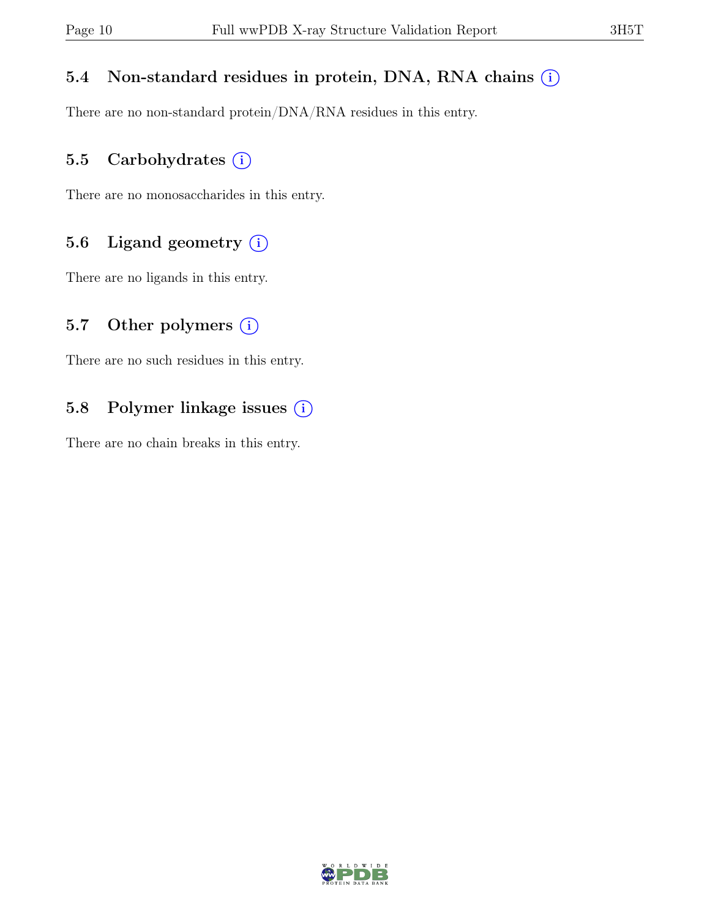### 5.4 Non-standard residues in protein, DNA, RNA chains (i)

There are no non-standard protein/DNA/RNA residues in this entry.

### 5.5 Carbohydrates (i)

There are no monosaccharides in this entry.

### 5.6 Ligand geometry (i)

There are no ligands in this entry.

### 5.7 Other polymers (i)

There are no such residues in this entry.

### 5.8 Polymer linkage issues (i)

There are no chain breaks in this entry.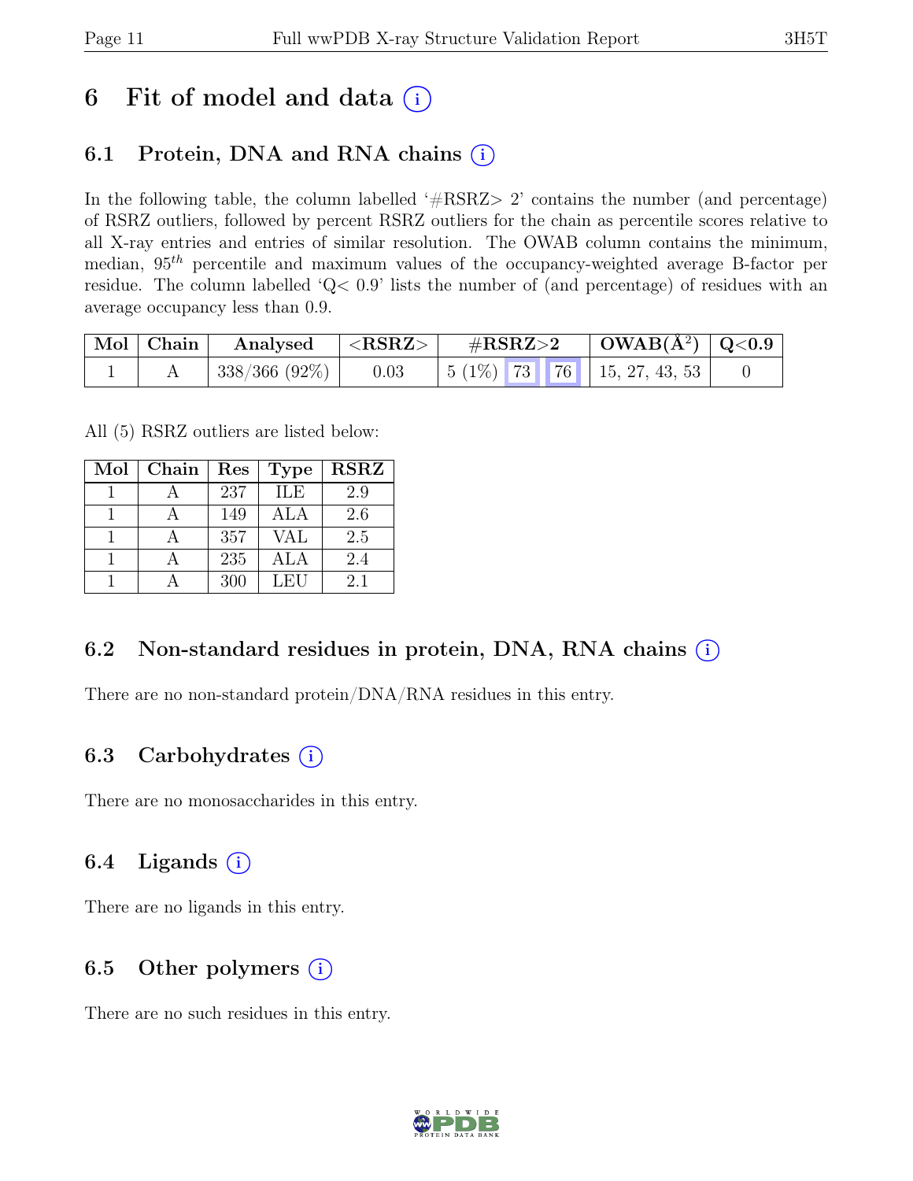# 6 Fit of model and data

## 6.1 Protein, DNA and RNA chains

In the following table, the column labelled '#RSRZ> 2' contains the number (and percentage) of RSRZ outliers, followed by percent RSRZ outliers for the chain as percentile scores relative to all X-ray entries and entries of similar resolution. The OWAB column contains the minimum, median, $95^{th}$ percentile and maximum values of the occupancy-weighted average B-factor per residue. The column labelled 'Q< 0.9' lists the number of (and percentage) of residues with an average occupancy less than 0.9.

| Mol | Chain | Analysed | <RSRZ> | #RSRZ>2 | OWAB(Å$^2$) | Q<0.9 |
|---|---|---|---|---|---|---|
| 1 | A | 338/366 (92%) | 0.03 | 5 (1%) 73 76 | 15, 27, 43, 53 | 0 |

All (5) RSRZ outliers are listed below:

| Mol | Chain | Res | Type | RSRZ |
|---|---|---|---|---|
| 1 | A | 237 | ILE | 2.9 |
| 1 | A | 149 | ALA | 2.6 |
| 1 | A | 357 | VAL | 2.5 |
| 1 | A | 235 | ALA | 2.4 |
| 1 | A | 300 | LEU | 2.1 |

## 6.2 Non-standard residues in protein, DNA, RNA chains

There are no non-standard protein/DNA/RNA residues in this entry.

## 6.3 Carbohydrates

There are no monosaccharides in this entry.

## 6.4 Ligands

There are no ligands in this entry.

## 6.5 Other polymers

There are no such residues in this entry.